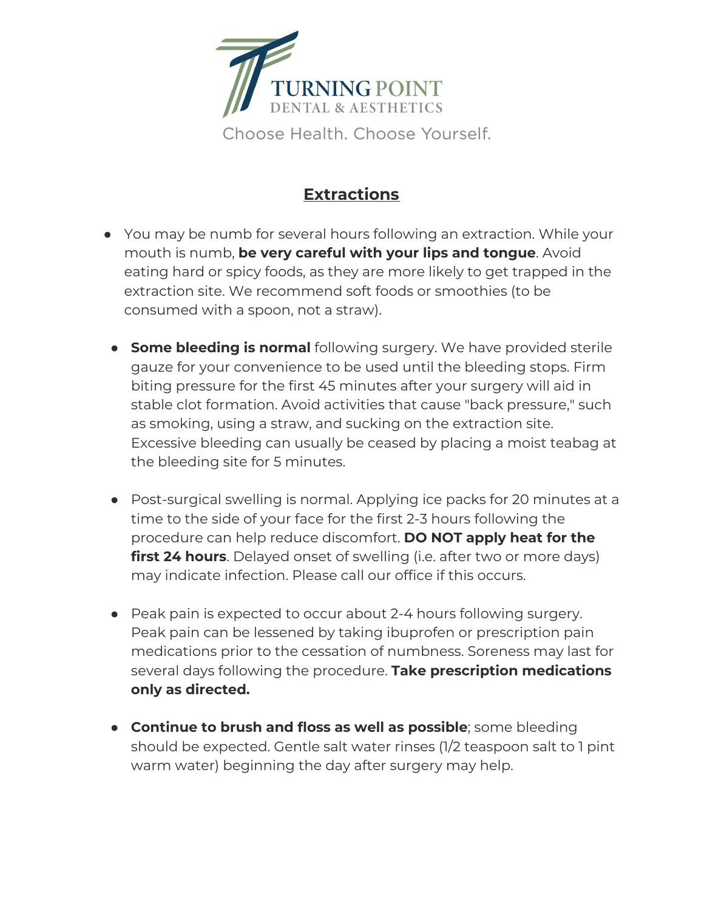TURNING POINT
DENTAL & AESTHETICS

Choose Health. Choose Yourself.

# Extractions

- You may be numb for several hours following an extraction. While your mouth is numb, **be very careful with your lips and tongue**. Avoid eating hard or spicy foods, as they are more likely to get trapped in the extraction site. We recommend soft foods or smoothies (to be consumed with a spoon, not a straw).

- **Some bleeding is normal** following surgery. We have provided sterile gauze for your convenience to be used until the bleeding stops. Firm biting pressure for the first 45 minutes after your surgery will aid in stable clot formation. Avoid activities that cause "back pressure," such as smoking, using a straw, and sucking on the extraction site. Excessive bleeding can usually be ceased by placing a moist teabag at the bleeding site for 5 minutes.

- Post-surgical swelling is normal. Applying ice packs for 20 minutes at a time to the side of your face for the first 2-3 hours following the procedure can help reduce discomfort. **DO NOT apply heat for the first 24 hours**. Delayed onset of swelling (i.e. after two or more days) may indicate infection. Please call our office if this occurs.

- Peak pain is expected to occur about 2-4 hours following surgery. Peak pain can be lessened by taking ibuprofen or prescription pain medications prior to the cessation of numbness. Soreness may last for several days following the procedure. **Take prescription medications only as directed.**

- **Continue to brush and floss as well as possible**; some bleeding should be expected. Gentle salt water rinses (1/2 teaspoon salt to 1 pint warm water) beginning the day after surgery may help.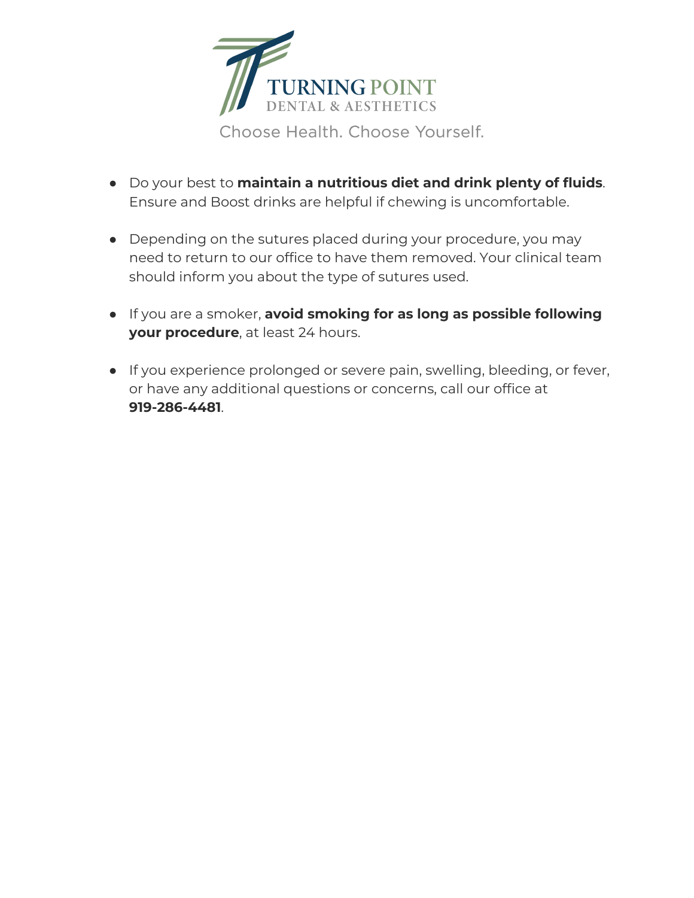- Do your best to **maintain a nutritious diet and drink plenty of fluids**. Ensure and Boost drinks are helpful if chewing is uncomfortable.

- Depending on the sutures placed during your procedure, you may need to return to our office to have them removed. Your clinical team should inform you about the type of sutures used.

- If you are a smoker, **avoid smoking for as long as possible following your procedure**, at least 24 hours.

- If you experience prolonged or severe pain, swelling, bleeding, or fever, or have any additional questions or concerns, call our office at **919-286-4481**.